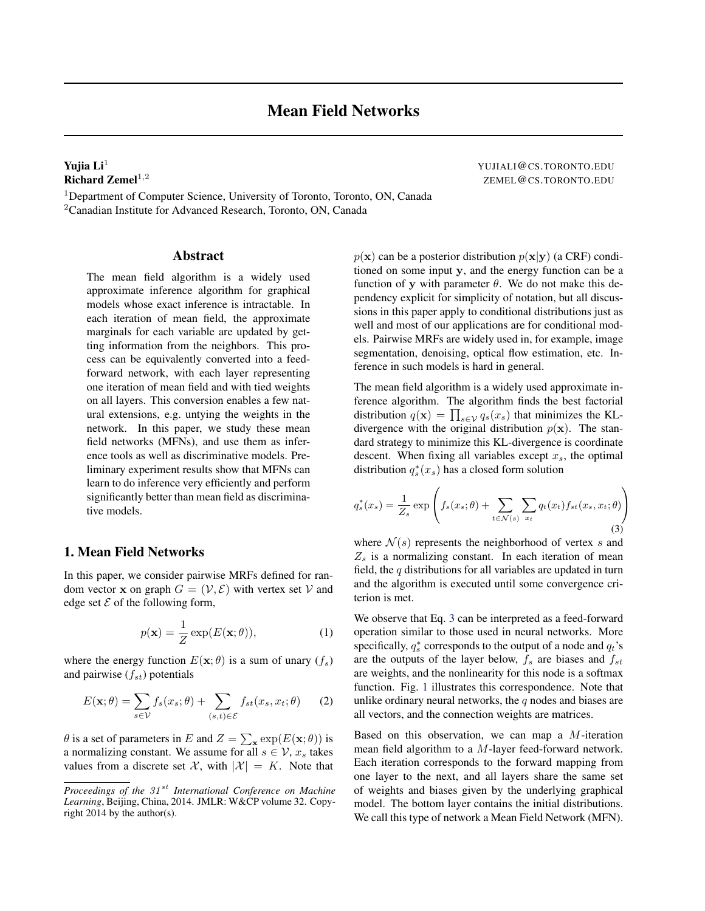# Mean Field Networks

**Yujia Li**[1] YUJIALI@CS.TORONTO.EDU
**Richard Zemel**[1,2] ZEMEL@CS.TORONTO.EDU

[1]Department of Computer Science, University of Toronto, Toronto, ON, Canada
[2]Canadian Institute for Advanced Research, Toronto, ON, Canada

## Abstract

The mean field algorithm is a widely used approximate inference algorithm for graphical models whose exact inference is intractable. In each iteration of mean field, the approximate marginals for each variable are updated by getting information from the neighbors. This process can be equivalently converted into a feed-forward network, with each layer representing one iteration of mean field and with tied weights on all layers. This conversion enables a few natural extensions, e.g. untying the weights in the network. In this paper, we study these mean field networks (MFNs), and use them as inference tools as well as discriminative models. Preliminary experiment results show that MFNs can learn to do inference very efficiently and perform significantly better than mean field as discriminative models.

## 1. Mean Field Networks

In this paper, we consider pairwise MRFs defined for random vector $\mathbf{x}$ on graph $G = (\mathcal{V}, \mathcal{E})$ with vertex set $\mathcal{V}$ and edge set $\mathcal{E}$ of the following form,

$$p(\mathbf{x}) = \frac{1}{Z}\exp(E(\mathbf{x};\theta)), \tag{1}$$

where the energy function $E(\mathbf{x};\theta)$ is a sum of unary ($f_s$) and pairwise ($f_{st}$) potentials

$$E(\mathbf{x};\theta) = \sum_{s\in\mathcal{V}} f_s(x_s;\theta) + \sum_{(s,t)\in\mathcal{E}} f_{st}(x_s, x_t;\theta) \tag{2}$$

$\theta$ is a set of parameters in $E$ and $Z = \sum_{\mathbf{x}} \exp(E(\mathbf{x};\theta))$ is a normalizing constant. We assume for all $s \in \mathcal{V}$, $x_s$ takes values from a discrete set $\mathcal{X}$, with $|\mathcal{X}| = K$. Note that $p(\mathbf{x})$ can be a posterior distribution $p(\mathbf{x}|\mathbf{y})$ (a CRF) conditioned on some input $\mathbf{y}$, and the energy function can be a function of $\mathbf{y}$ with parameter $\theta$. We do not make this dependency explicit for simplicity of notation, but all discussions in this paper apply to conditional distributions just as well and most of our applications are for conditional models. Pairwise MRFs are widely used in, for example, image segmentation, denoising, optical flow estimation, etc. Inference in such models is hard in general.

The mean field algorithm is a widely used approximate inference algorithm. The algorithm finds the best factorial distribution $q(\mathbf{x}) = \prod_{s\in\mathcal{V}} q_s(x_s)$ that minimizes the KL-divergence with the original distribution $p(\mathbf{x})$. The standard strategy to minimize this KL-divergence is coordinate descent. When fixing all variables except $x_s$, the optimal distribution $q_s^*(x_s)$ has a closed form solution

$$q_s^*(x_s) = \frac{1}{Z_s}\exp\left(f_s(x_s;\theta) + \sum_{t\in\mathcal{N}(s)}\sum_{x_t} q_t(x_t) f_{st}(x_s, x_t;\theta)\right) \tag{3}$$

where $\mathcal{N}(s)$ represents the neighborhood of vertex $s$ and $Z_s$ is a normalizing constant. In each iteration of mean field, the $q$ distributions for all variables are updated in turn and the algorithm is executed until some convergence criterion is met.

We observe that Eq. 3 can be interpreted as a feed-forward operation similar to those used in neural networks. More specifically, $q_s^*$ corresponds to the output of a node and $q_t$'s are the outputs of the layer below, $f_s$ are biases and $f_{st}$ are weights, and the nonlinearity for this node is a softmax function. Fig. 1 illustrates this correspondence. Note that unlike ordinary neural networks, the $q$ nodes and biases are all vectors, and the connection weights are matrices.

Based on this observation, we can map a $M$-iteration mean field algorithm to a $M$-layer feed-forward network. Each iteration corresponds to the forward mapping from one layer to the next, and all layers share the same set of weights and biases given by the underlying graphical model. The bottom layer contains the initial distributions. We call this type of network a Mean Field Network (MFN).

*Proceedings of the 31st International Conference on Machine Learning*, Beijing, China, 2014. JMLR: W&CP volume 32. Copyright 2014 by the author(s).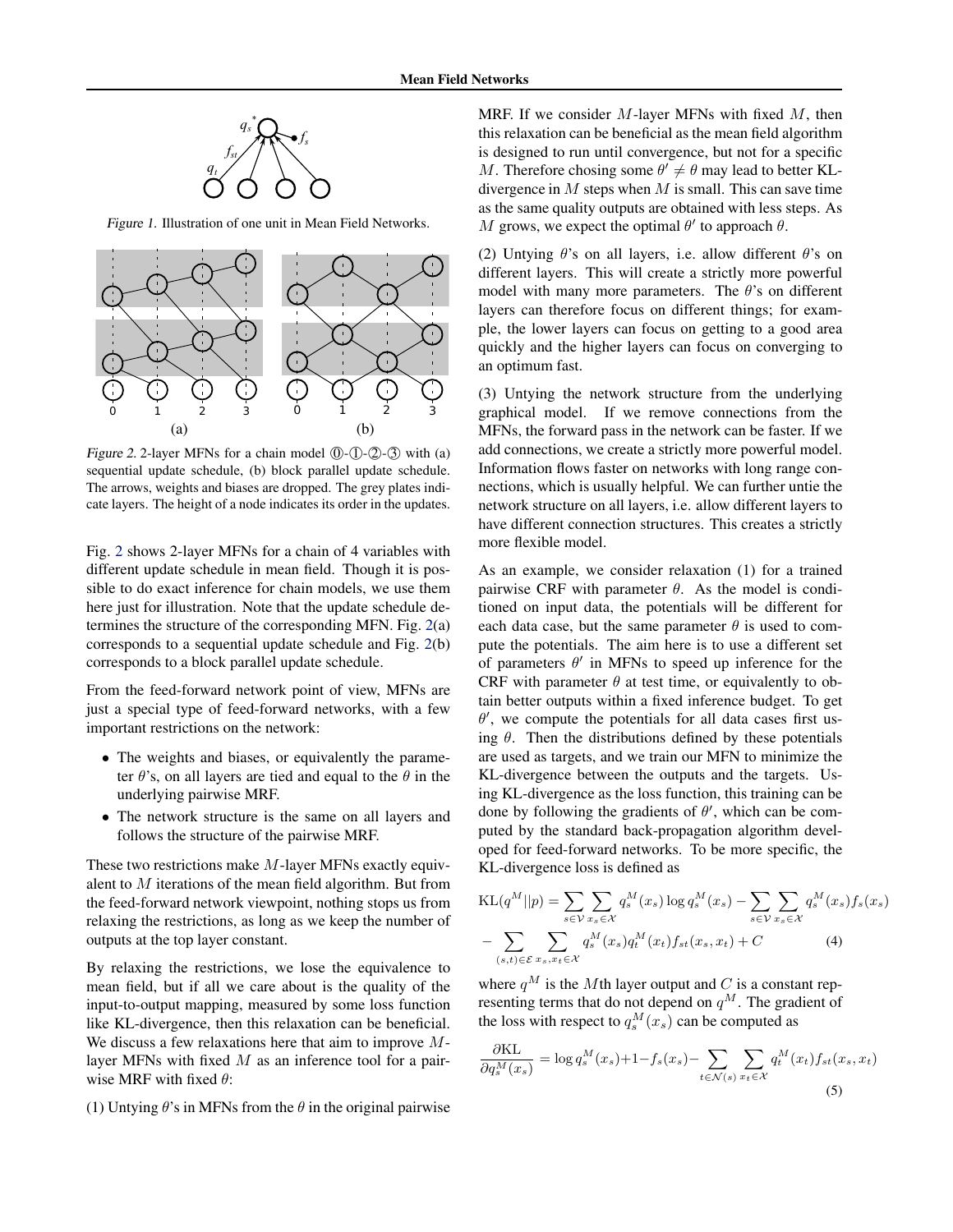Figure 1. Illustration of one unit in Mean Field Networks.

Figure 2. 2-layer MFNs for a chain model ⓪-①-②-③ with (a) sequential update schedule, (b) block parallel update schedule. The arrows, weights and biases are dropped. The grey plates indicate layers. The height of a node indicates its order in the updates.

Fig. 2 shows 2-layer MFNs for a chain of 4 variables with different update schedule in mean field. Though it is possible to do exact inference for chain models, we use them here just for illustration. Note that the update schedule determines the structure of the corresponding MFN. Fig. 2(a) corresponds to a sequential update schedule and Fig. 2(b) corresponds to a block parallel update schedule.

From the feed-forward network point of view, MFNs are just a special type of feed-forward networks, with a few important restrictions on the network:

- The weights and biases, or equivalently the parameter $\theta$'s, on all layers are tied and equal to the $\theta$ in the underlying pairwise MRF.
- The network structure is the same on all layers and follows the structure of the pairwise MRF.

These two restrictions make $M$-layer MFNs exactly equivalent to $M$ iterations of the mean field algorithm. But from the feed-forward network viewpoint, nothing stops us from relaxing the restrictions, as long as we keep the number of outputs at the top layer constant.

By relaxing the restrictions, we lose the equivalence to mean field, but if all we care about is the quality of the input-to-output mapping, measured by some loss function like KL-divergence, then this relaxation can be beneficial. We discuss a few relaxations here that aim to improve $M$-layer MFNs with fixed $M$ as an inference tool for a pairwise MRF with fixed $\theta$:

(1) Untying $\theta$'s in MFNs from the $\theta$ in the original pairwise MRF. If we consider $M$-layer MFNs with fixed $M$, then this relaxation can be beneficial as the mean field algorithm is designed to run until convergence, but not for a specific $M$. Therefore chosing some $\theta' \neq \theta$ may lead to better KL-divergence in $M$ steps when $M$ is small. This can save time as the same quality outputs are obtained with less steps. As $M$ grows, we expect the optimal $\theta'$ to approach $\theta$.

(2) Untying $\theta$'s on all layers, i.e. allow different $\theta$'s on different layers. This will create a strictly more powerful model with many more parameters. The $\theta$'s on different layers can therefore focus on different things; for example, the lower layers can focus on getting to a good area quickly and the higher layers can focus on converging to an optimum fast.

(3) Untying the network structure from the underlying graphical model. If we remove connections from the MFNs, the forward pass in the network can be faster. If we add connections, we create a strictly more powerful model. Information flows faster on networks with long range connections, which is usually helpful. We can further untie the network structure on all layers, i.e. allow different layers to have different connection structures. This creates a strictly more flexible model.

As an example, we consider relaxation (1) for a trained pairwise CRF with parameter $\theta$. As the model is conditioned on input data, the potentials will be different for each data case, but the same parameter $\theta$ is used to compute the potentials. The aim here is to use a different set of parameters $\theta'$ in MFNs to speed up inference for the CRF with parameter $\theta$ at test time, or equivalently to obtain better outputs within a fixed inference budget. To get $\theta'$, we compute the potentials for all data cases first using $\theta$. Then the distributions defined by these potentials are used as targets, and we train our MFN to minimize the KL-divergence between the outputs and the targets. Using KL-divergence as the loss function, this training can be done by following the gradients of $\theta'$, which can be computed by the standard back-propagation algorithm developed for feed-forward networks. To be more specific, the KL-divergence loss is defined as

$$
\begin{aligned}
\mathrm{KL}(q^M||p) &= \sum_{s \in \mathcal{V}} \sum_{x_s \in \mathcal{X}} q_s^M(x_s) \log q_s^M(x_s) - \sum_{s \in \mathcal{V}} \sum_{x_s \in \mathcal{X}} q_s^M(x_s) f_s(x_s) \\
&- \sum_{(s,t) \in \mathcal{E}} \sum_{x_s, x_t \in \mathcal{X}} q_s^M(x_s) q_t^M(x_t) f_{st}(x_s, x_t) + C \qquad (4)
\end{aligned}
$$

where $q^M$ is the $M$th layer output and $C$ is a constant representing terms that do not depend on $q^M$. The gradient of the loss with respect to $q_s^M(x_s)$ can be computed as

$$
\frac{\partial \mathrm{KL}}{\partial q_s^M(x_s)} = \log q_s^M(x_s) + 1 - f_s(x_s) - \sum_{t \in \mathcal{N}(s)} \sum_{x_t \in \mathcal{X}} q_t^M(x_t) f_{st}(x_s, x_t) \qquad (5)
$$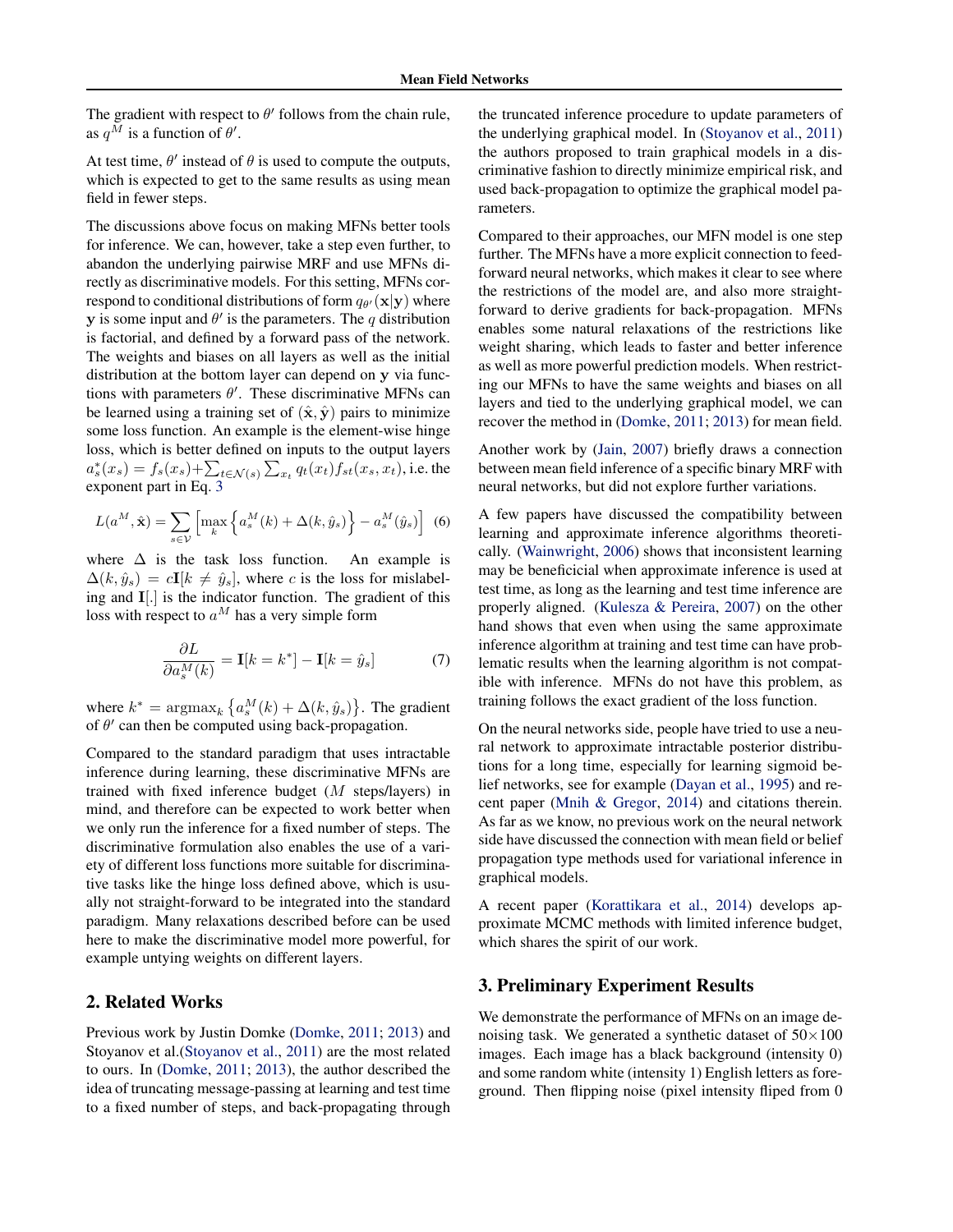The gradient with respect to $\theta'$ follows from the chain rule, as $q^M$ is a function of $\theta'$.

At test time, $\theta'$ instead of $\theta$ is used to compute the outputs, which is expected to get to the same results as using mean field in fewer steps.

The discussions above focus on making MFNs better tools for inference. We can, however, take a step even further, to abandon the underlying pairwise MRF and use MFNs directly as discriminative models. For this setting, MFNs correspond to conditional distributions of form $q_{\theta'}(\mathbf{x}|\mathbf{y})$ where $\mathbf{y}$ is some input and $\theta'$ is the parameters. The $q$ distribution is factorial, and defined by a forward pass of the network. The weights and biases on all layers as well as the initial distribution at the bottom layer can depend on $\mathbf{y}$ via functions with parameters $\theta'$. These discriminative MFNs can be learned using a training set of $(\hat{\mathbf{x}}, \hat{\mathbf{y}})$ pairs to minimize some loss function. An example is the element-wise hinge loss, which is better defined on inputs to the output layers $a_s^*(x_s) = f_s(x_s) + \sum_{t \in \mathcal{N}(s)} \sum_{x_t} q_t(x_t) f_{st}(x_s, x_t)$, i.e. the exponent part in Eq. 3

$$L(a^M, \hat{\mathbf{x}}) = \sum_{s \in \mathcal{V}} \left[ \max_k \left\{ a_s^M(k) + \Delta(k, \hat{y}_s) \right\} - a_s^M(\hat{y}_s) \right] \quad (6)$$

where $\Delta$ is the task loss function. An example is $\Delta(k, \hat{y}_s) = c\mathbf{I}[k \neq \hat{y}_s]$, where $c$ is the loss for mislabeling and $\mathbf{I}[.]$ is the indicator function. The gradient of this loss with respect to $a^M$ has a very simple form

$$\frac{\partial L}{\partial a_s^M(k)} = \mathbf{I}[k = k^*] - \mathbf{I}[k = \hat{y}_s] \quad (7)$$

where $k^* = \operatorname{argmax}_k \left\{ a_s^M(k) + \Delta(k, \hat{y}_s) \right\}$. The gradient of $\theta'$ can then be computed using back-propagation.

Compared to the standard paradigm that uses intractable inference during learning, these discriminative MFNs are trained with fixed inference budget ($M$ steps/layers) in mind, and therefore can be expected to work better when we only run the inference for a fixed number of steps. The discriminative formulation also enables the use of a variety of different loss functions more suitable for discriminative tasks like the hinge loss defined above, which is usually not straight-forward to be integrated into the standard paradigm. Many relaxations described before can be used here to make the discriminative model more powerful, for example untying weights on different layers.

## 2. Related Works

Previous work by Justin Domke (Domke, 2011; 2013) and Stoyanov et al.(Stoyanov et al., 2011) are the most related to ours. In (Domke, 2011; 2013), the author described the idea of truncating message-passing at learning and test time to a fixed number of steps, and back-propagating through the truncated inference procedure to update parameters of the underlying graphical model. In (Stoyanov et al., 2011) the authors proposed to train graphical models in a discriminative fashion to directly minimize empirical risk, and used back-propagation to optimize the graphical model parameters.

Compared to their approaches, our MFN model is one step further. The MFNs have a more explicit connection to feed-forward neural networks, which makes it clear to see where the restrictions of the model are, and also more straight-forward to derive gradients for back-propagation. MFNs enables some natural relaxations of the restrictions like weight sharing, which leads to faster and better inference as well as more powerful prediction models. When restricting our MFNs to have the same weights and biases on all layers and tied to the underlying graphical model, we can recover the method in (Domke, 2011; 2013) for mean field.

Another work by (Jain, 2007) briefly draws a connection between mean field inference of a specific binary MRF with neural networks, but did not explore further variations.

A few papers have discussed the compatibility between learning and approximate inference algorithms theoretically. (Wainwright, 2006) shows that inconsistent learning may be beneficial when approximate inference is used at test time, as long as the learning and test time inference are properly aligned. (Kulesza & Pereira, 2007) on the other hand shows that even when using the same approximate inference algorithm at training and test time can have problematic results when the learning algorithm is not compatible with inference. MFNs do not have this problem, as training follows the exact gradient of the loss function.

On the neural networks side, people have tried to use a neural network to approximate intractable posterior distributions for a long time, especially for learning sigmoid belief networks, see for example (Dayan et al., 1995) and recent paper (Mnih & Gregor, 2014) and citations therein. As far as we know, no previous work on the neural network side have discussed the connection with mean field or belief propagation type methods used for variational inference in graphical models.

A recent paper (Korattikara et al., 2014) develops approximate MCMC methods with limited inference budget, which shares the spirit of our work.

## 3. Preliminary Experiment Results

We demonstrate the performance of MFNs on an image denoising task. We generated a synthetic dataset of $50 \times 100$ images. Each image has a black background (intensity 0) and some random white (intensity 1) English letters as foreground. Then flipping noise (pixel intensity fliped from 0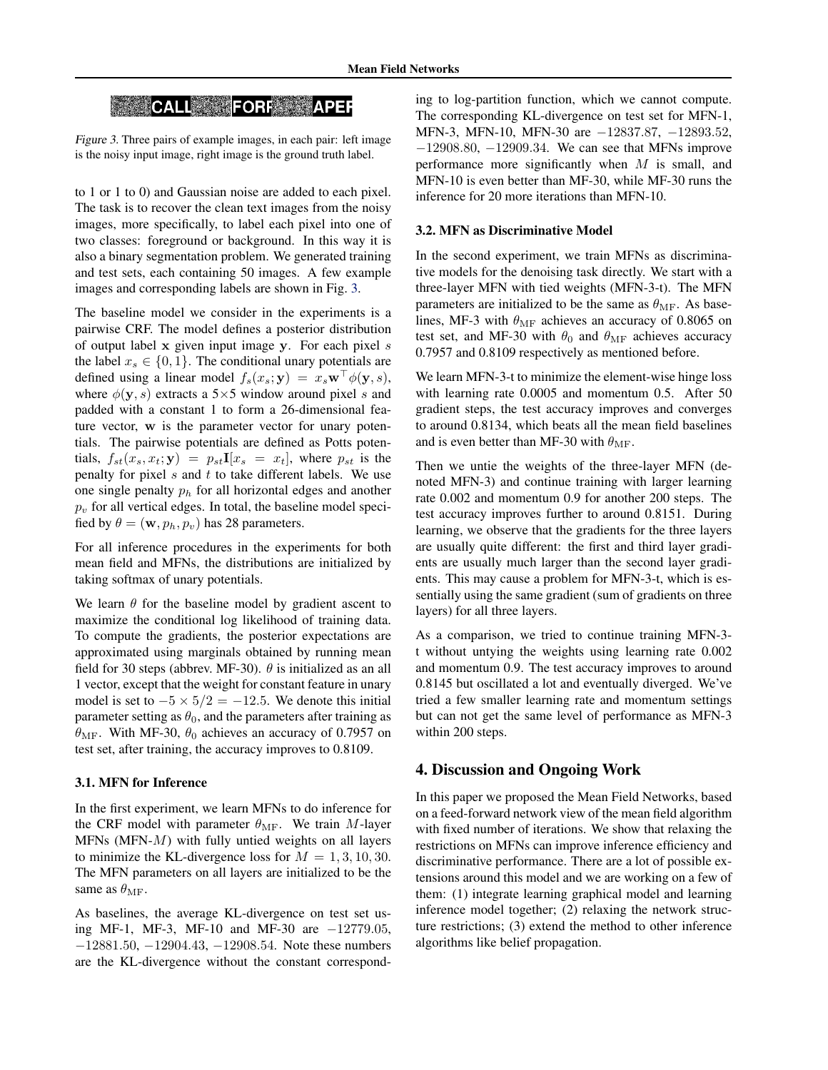*Figure 3.* Three pairs of example images, in each pair: left image is the noisy input image, right image is the ground truth label.

to 1 or 1 to 0) and Gaussian noise are added to each pixel. The task is to recover the clean text images from the noisy images, more specifically, to label each pixel into one of two classes: foreground or background. In this way it is also a binary segmentation problem. We generated training and test sets, each containing 50 images. A few example images and corresponding labels are shown in Fig. 3.

The baseline model we consider in the experiments is a pairwise CRF. The model defines a posterior distribution of output label $\mathbf{x}$ given input image $\mathbf{y}$. For each pixel $s$ the label $x_s \in \{0, 1\}$. The conditional unary potentials are defined using a linear model $f_s(x_s; \mathbf{y}) = x_s \mathbf{w}^\top \phi(\mathbf{y}, s)$, where $\phi(\mathbf{y}, s)$ extracts a 5×5 window around pixel $s$ and padded with a constant 1 to form a 26-dimensional feature vector, $\mathbf{w}$ is the parameter vector for unary potentials. The pairwise potentials are defined as Potts potentials, $f_{st}(x_s, x_t; \mathbf{y}) = p_{st}\mathbf{I}[x_s = x_t]$, where $p_{st}$ is the penalty for pixel $s$ and $t$ to take different labels. We use one single penalty $p_h$ for all horizontal edges and another $p_v$ for all vertical edges. In total, the baseline model specified by $\theta = (\mathbf{w}, p_h, p_v)$ has 28 parameters.

For all inference procedures in the experiments for both mean field and MFNs, the distributions are initialized by taking softmax of unary potentials.

We learn $\theta$ for the baseline model by gradient ascent to maximize the conditional log likelihood of training data. To compute the gradients, the posterior expectations are approximated using marginals obtained by running mean field for 30 steps (abbrev. MF-30). $\theta$ is initialized as an all 1 vector, except that the weight for constant feature in unary model is set to $-5 \times 5/2 = -12.5$. We denote this initial parameter setting as $\theta_0$, and the parameters after training as $\theta_{\mathrm{MF}}$. With MF-30, $\theta_0$ achieves an accuracy of 0.7957 on test set, after training, the accuracy improves to 0.8109.

### 3.1. MFN for Inference

In the first experiment, we learn MFNs to do inference for the CRF model with parameter $\theta_{\mathrm{MF}}$. We train $M$-layer MFNs (MFN-$M$) with fully untied weights on all layers to minimize the KL-divergence loss for $M = 1, 3, 10, 30$. The MFN parameters on all layers are initialized to be the same as $\theta_{\mathrm{MF}}$.

As baselines, the average KL-divergence on test set using MF-1, MF-3, MF-10 and MF-30 are $-12779.05$, $-12881.50$, $-12904.43$, $-12908.54$. Note these numbers are the KL-divergence without the constant corresponding to log-partition function, which we cannot compute. The corresponding KL-divergence on test set for MFN-1, MFN-3, MFN-10, MFN-30 are $-12837.87$, $-12893.52$, $-12908.80$, $-12909.34$. We can see that MFNs improve performance more significantly when $M$ is small, and MFN-10 is even better than MF-30, while MF-30 runs the inference for 20 more iterations than MFN-10.

### 3.2. MFN as Discriminative Model

In the second experiment, we train MFNs as discriminative models for the denoising task directly. We start with a three-layer MFN with tied weights (MFN-3-t). The MFN parameters are initialized to be the same as $\theta_{\mathrm{MF}}$. As baselines, MF-3 with $\theta_{\mathrm{MF}}$ achieves an accuracy of 0.8065 on test set, and MF-30 with $\theta_0$ and $\theta_{\mathrm{MF}}$ achieves accuracy 0.7957 and 0.8109 respectively as mentioned before.

We learn MFN-3-t to minimize the element-wise hinge loss with learning rate 0.0005 and momentum 0.5. After 50 gradient steps, the test accuracy improves and converges to around 0.8134, which beats all the mean field baselines and is even better than MF-30 with $\theta_{\mathrm{MF}}$.

Then we untie the weights of the three-layer MFN (denoted MFN-3) and continue training with larger learning rate 0.002 and momentum 0.9 for another 200 steps. The test accuracy improves further to around 0.8151. During learning, we observe that the gradients for the three layers are usually quite different: the first and third layer gradients are usually much larger than the second layer gradients. This may cause a problem for MFN-3-t, which is essentially using the same gradient (sum of gradients on three layers) for all three layers.

As a comparison, we tried to continue training MFN-3-t without untying the weights using learning rate 0.002 and momentum 0.9. The test accuracy improves to around 0.8145 but oscillated a lot and eventually diverged. We've tried a few smaller learning rate and momentum settings but can not get the same level of performance as MFN-3 within 200 steps.

## 4. Discussion and Ongoing Work

In this paper we proposed the Mean Field Networks, based on a feed-forward network view of the mean field algorithm with fixed number of iterations. We show that relaxing the restrictions on MFNs can improve inference efficiency and discriminative performance. There are a lot of possible extensions around this model and we are working on a few of them: (1) integrate learning graphical model and learning inference model together; (2) relaxing the network structure restrictions; (3) extend the method to other inference algorithms like belief propagation.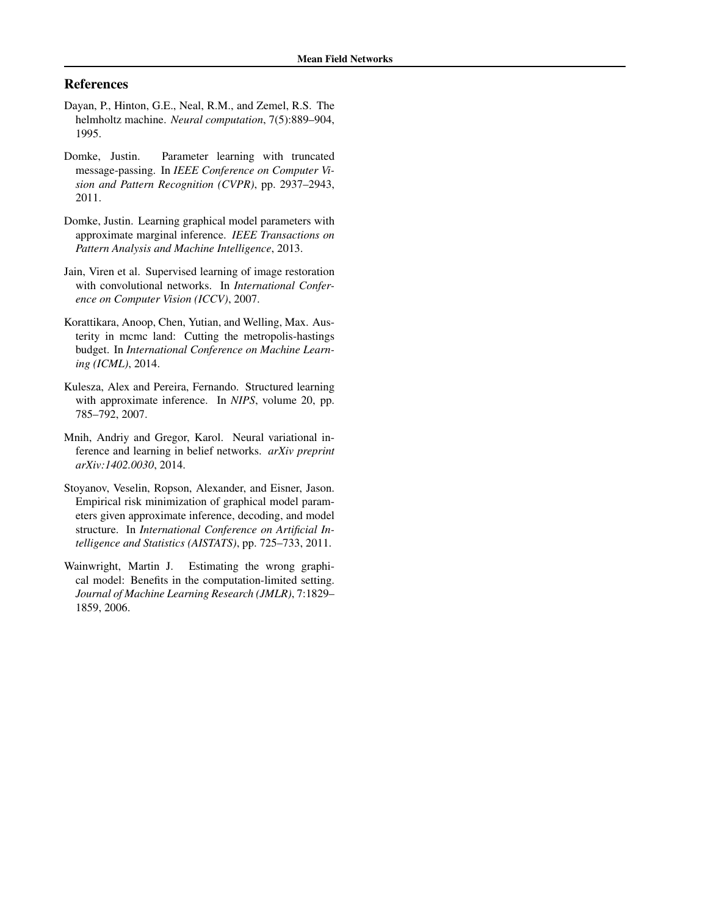## References

Dayan, P., Hinton, G.E., Neal, R.M., and Zemel, R.S. The helmholtz machine. *Neural computation*, 7(5):889–904, 1995.

Domke, Justin. Parameter learning with truncated message-passing. In *IEEE Conference on Computer Vision and Pattern Recognition (CVPR)*, pp. 2937–2943, 2011.

Domke, Justin. Learning graphical model parameters with approximate marginal inference. *IEEE Transactions on Pattern Analysis and Machine Intelligence*, 2013.

Jain, Viren et al. Supervised learning of image restoration with convolutional networks. In *International Conference on Computer Vision (ICCV)*, 2007.

Korattikara, Anoop, Chen, Yutian, and Welling, Max. Austerity in mcmc land: Cutting the metropolis-hastings budget. In *International Conference on Machine Learning (ICML)*, 2014.

Kulesza, Alex and Pereira, Fernando. Structured learning with approximate inference. In *NIPS*, volume 20, pp. 785–792, 2007.

Mnih, Andriy and Gregor, Karol. Neural variational inference and learning in belief networks. *arXiv preprint arXiv:1402.0030*, 2014.

Stoyanov, Veselin, Ropson, Alexander, and Eisner, Jason. Empirical risk minimization of graphical model parameters given approximate inference, decoding, and model structure. In *International Conference on Artificial Intelligence and Statistics (AISTATS)*, pp. 725–733, 2011.

Wainwright, Martin J. Estimating the wrong graphical model: Benefits in the computation-limited setting. *Journal of Machine Learning Research (JMLR)*, 7:1829–1859, 2006.